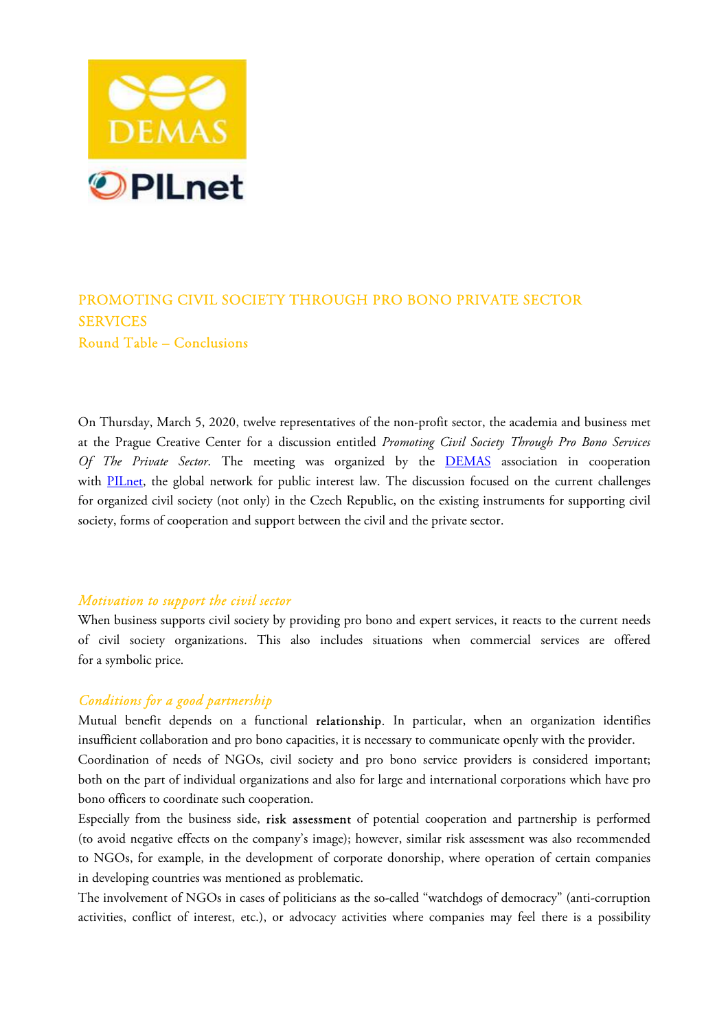# PROMOTING CIVIL SOCIETY THROUGH PRO BONO PRIVATE SECTOR SERVICES

## Round Table – Conclusions

On Thursday, March 5, 2020, twelve representatives of the non-profit sector, the academia and business met at the Prague Creative Center for a discussion entitled *Promoting Civil Society Through Pro Bono Services Of The Private Sector*. The meeting was organized by the [DEMAS](DEMAS) association in cooperation with [PILnet](PILnet), the global network for public interest law. The discussion focused on the current challenges for organized civil society (not only) in the Czech Republic, on the existing instruments for supporting civil society, forms of cooperation and support between the civil and the private sector.

### *Motivation to support the civil sector*

When business supports civil society by providing pro bono and expert services, it reacts to the current needs of civil society organizations. This also includes situations when commercial services are offered for a symbolic price.

### *Conditions for a good partnership*

Mutual benefit depends on a functional relationship. In particular, when an organization identifies insufficient collaboration and pro bono capacities, it is necessary to communicate openly with the provider.

Coordination of needs of NGOs, civil society and pro bono service providers is considered important; both on the part of individual organizations and also for large and international corporations which have pro bono officers to coordinate such cooperation.

Especially from the business side, risk assessment of potential cooperation and partnership is performed (to avoid negative effects on the company's image); however, similar risk assessment was also recommended to NGOs, for example, in the development of corporate donorship, where operation of certain companies in developing countries was mentioned as problematic.

The involvement of NGOs in cases of politicians as the so-called "watchdogs of democracy" (anti-corruption activities, conflict of interest, etc.), or advocacy activities where companies may feel there is a possibility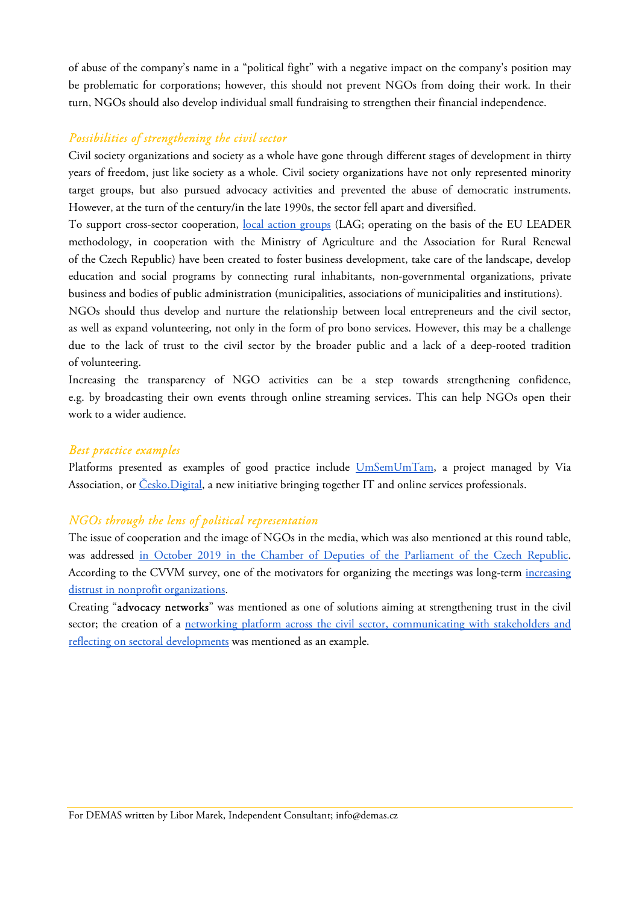of abuse of the company's name in a "political fight" with a negative impact on the company's position may be problematic for corporations; however, this should not prevent NGOs from doing their work. In their turn, NGOs should also develop individual small fundraising to strengthen their financial independence.

## *Possibilities of strengthening the civil sector*

Civil society organizations and society as a whole have gone through different stages of development in thirty years of freedom, just like society as a whole. Civil society organizations have not only represented minority target groups, but also pursued advocacy activities and prevented the abuse of democratic instruments. However, at the turn of the century/in the late 1990s, the sector fell apart and diversified.

To support cross-sector cooperation, local action groups (LAG; operating on the basis of the EU LEADER methodology, in cooperation with the Ministry of Agriculture and the Association for Rural Renewal of the Czech Republic) have been created to foster business development, take care of the landscape, develop education and social programs by connecting rural inhabitants, non-governmental organizations, private business and bodies of public administration (municipalities, associations of municipalities and institutions).

NGOs should thus develop and nurture the relationship between local entrepreneurs and the civil sector, as well as expand volunteering, not only in the form of pro bono services. However, this may be a challenge due to the lack of trust to the civil sector by the broader public and a lack of a deep-rooted tradition of volunteering.

Increasing the transparency of NGO activities can be a step towards strengthening confidence, e.g. by broadcasting their own events through online streaming services. This can help NGOs open their work to a wider audience.

## *Best practice examples*

Platforms presented as examples of good practice include UmSemUmTam, a project managed by Via Association, or Česko.Digital, a new initiative bringing together IT and online services professionals.

## *NGOs through the lens of political representation*

The issue of cooperation and the image of NGOs in the media, which was also mentioned at this round table, was addressed in October 2019 in the Chamber of Deputies of the Parliament of the Czech Republic. According to the CVVM survey, one of the motivators for organizing the meetings was long-term increasing distrust in nonprofit organizations.

Creating "**advocacy networks**" was mentioned as one of solutions aiming at strengthening trust in the civil sector; the creation of a networking platform across the civil sector, communicating with stakeholders and reflecting on sectoral developments was mentioned as an example.

For DEMAS written by Libor Marek, Independent Consultant; info@demas.cz